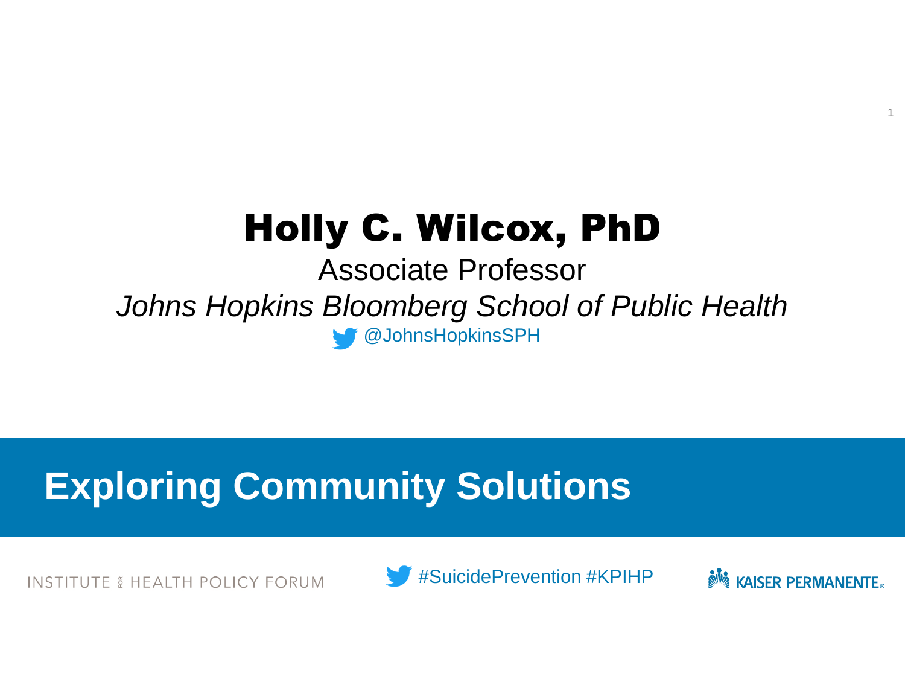# Holly C. Wilcox, PhD

Associate Professor

*Johns Hopkins Bloomberg School of Public Health*

@JohnsHopkinsSPH

## Exploring Community Solutions

INSTITUTE FOR HEALTH POLICY FORUM

#SuicidePrevention #KPIHP

KAISER PERMANENTE®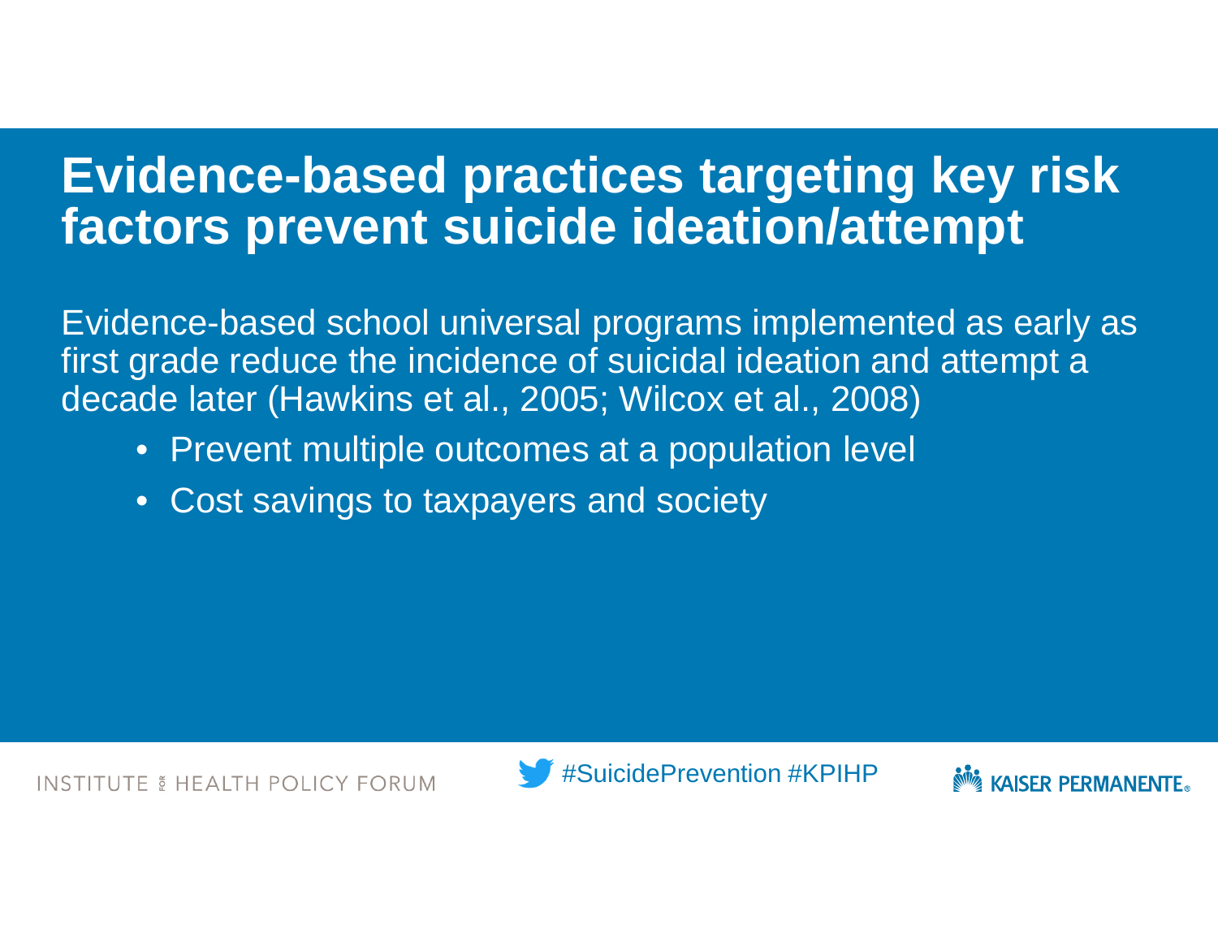# Evidence-based practices targeting key risk factors prevent suicide ideation/attempt

Evidence-based school universal programs implemented as early as first grade reduce the incidence of suicidal ideation and attempt a decade later (Hawkins et al., 2005; Wilcox et al., 2008)

- Prevent multiple outcomes at a population level
- Cost savings to taxpayers and society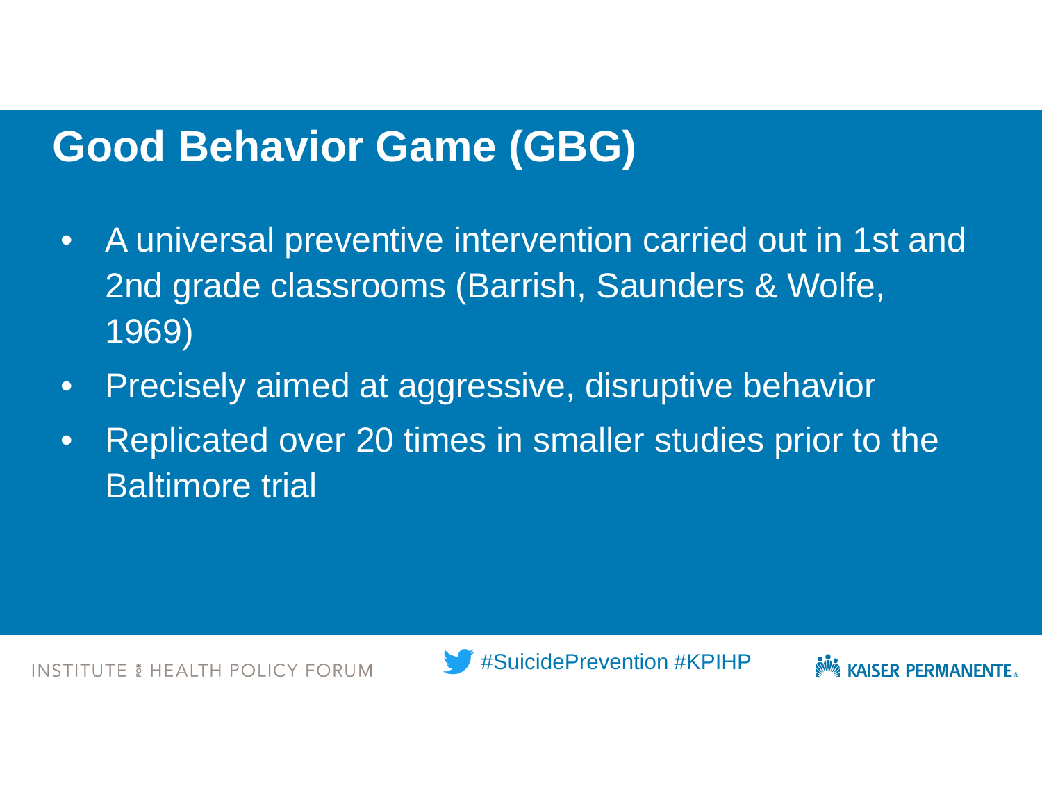# Good Behavior Game (GBG)

- A universal preventive intervention carried out in 1st and 2nd grade classrooms (Barrish, Saunders & Wolfe, 1969)
- Precisely aimed at aggressive, disruptive behavior
- Replicated over 20 times in smaller studies prior to the Baltimore trial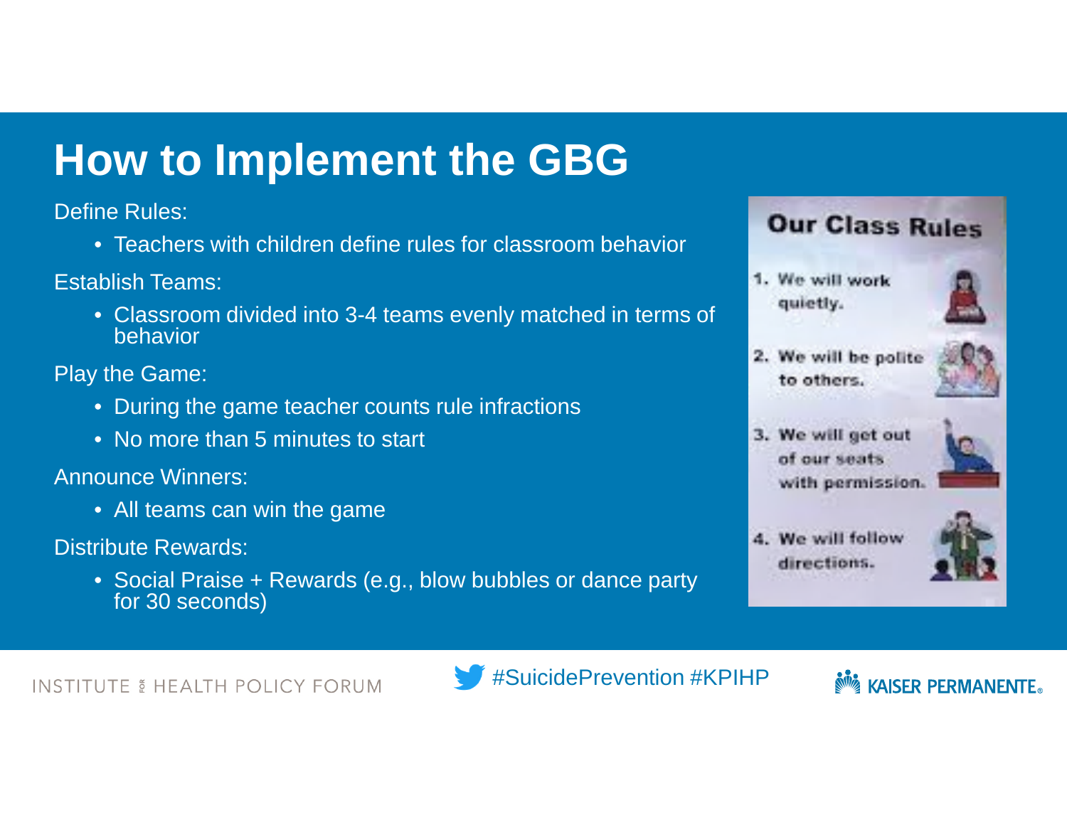# How to Implement the GBG

Define Rules:

- Teachers with children define rules for classroom behavior

Establish Teams:

- Classroom divided into 3-4 teams evenly matched in terms of behavior

Play the Game:

- During the game teacher counts rule infractions
- No more than 5 minutes to start

Announce Winners:

- All teams can win the game

Distribute Rewards:

- Social Praise + Rewards (e.g., blow bubbles or dance party for 30 seconds)

**Our Class Rules**

1. We will work quietly.
2. We will be polite to others.
3. We will get out of our seats with permission.
4. We will follow directions.

#SuicidePrevention #KPIHP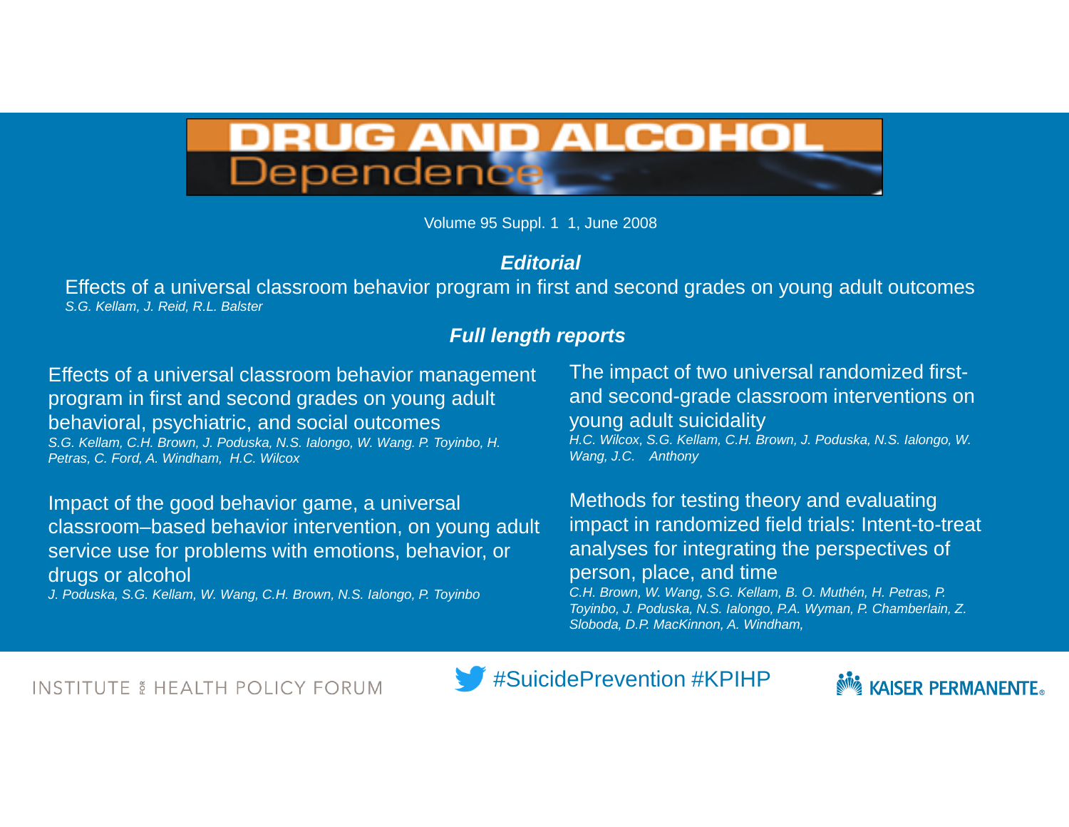# DRUG AND ALCOHOL Dependence

Volume 95 Suppl. 1 1, June 2008

## *Editorial*

Effects of a universal classroom behavior program in first and second grades on young adult outcomes
*S.G. Kellam, J. Reid, R.L. Balster*

## *Full length reports*

Effects of a universal classroom behavior management program in first and second grades on young adult behavioral, psychiatric, and social outcomes
*S.G. Kellam, C.H. Brown, J. Poduska, N.S. Ialongo, W. Wang. P. Toyinbo, H. Petras, C. Ford, A. Windham, H.C. Wilcox*

Impact of the good behavior game, a universal classroom–based behavior intervention, on young adult service use for problems with emotions, behavior, or drugs or alcohol
*J. Poduska, S.G. Kellam, W. Wang, C.H. Brown, N.S. Ialongo, P. Toyinbo*

The impact of two universal randomized first- and second-grade classroom interventions on young adult suicidality
*H.C. Wilcox, S.G. Kellam, C.H. Brown, J. Poduska, N.S. Ialongo, W. Wang, J.C. Anthony*

Methods for testing theory and evaluating impact in randomized field trials: Intent-to-treat analyses for integrating the perspectives of person, place, and time
*C.H. Brown, W. Wang, S.G. Kellam, B. O. Muthén, H. Petras, P. Toyinbo, J. Poduska, N.S. Ialongo, P.A. Wyman, P. Chamberlain, Z. Sloboda, D.P. MacKinnon, A. Windham,*

INSTITUTE FOR HEALTH POLICY FORUM

#SuicidePrevention #KPIHP

KAISER PERMANENTE®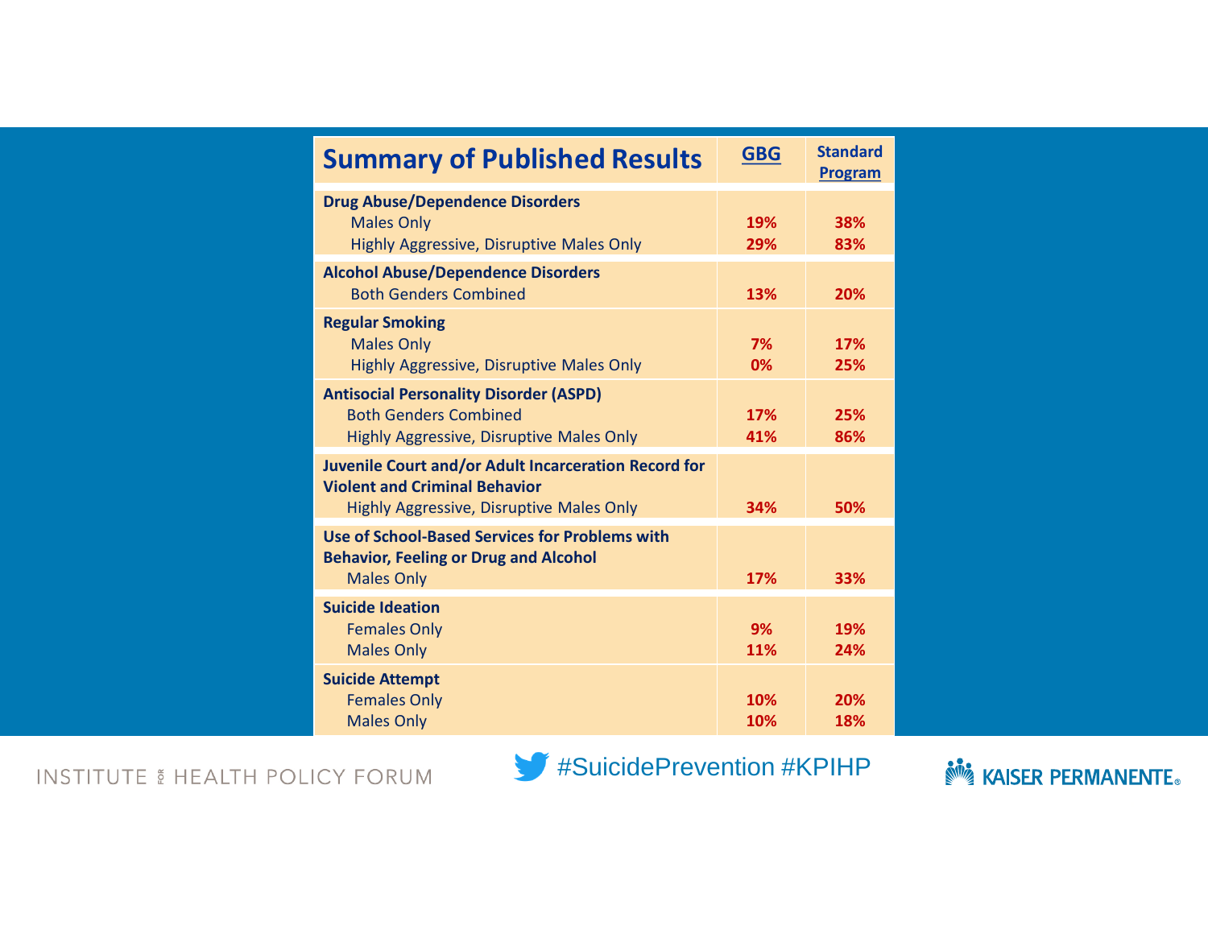| Summary of Published Results | GBG | Standard Program |
|---|---|---|
| **Drug Abuse/Dependence Disorders** | | |
| Males Only | 19% | 38% |
| Highly Aggressive, Disruptive Males Only | 29% | 83% |
| **Alcohol Abuse/Dependence Disorders** | | |
| Both Genders Combined | 13% | 20% |
| **Regular Smoking** | | |
| Males Only | 7% | 17% |
| Highly Aggressive, Disruptive Males Only | 0% | 25% |
| **Antisocial Personality Disorder (ASPD)** | | |
| Both Genders Combined | 17% | 25% |
| Highly Aggressive, Disruptive Males Only | 41% | 86% |
| **Juvenile Court and/or Adult Incarceration Record for Violent and Criminal Behavior** | | |
| Highly Aggressive, Disruptive Males Only | 34% | 50% |
| **Use of School-Based Services for Problems with Behavior, Feeling or Drug and Alcohol** | | |
| Males Only | 17% | 33% |
| **Suicide Ideation** | | |
| Females Only | 9% | 19% |
| Males Only | 11% | 24% |
| **Suicide Attempt** | | |
| Females Only | 10% | 20% |
| Males Only | 10% | 18% |

INSTITUTE FOR HEALTH POLICY FORUM

#SuicidePrevention #KPIHP

KAISER PERMANENTE®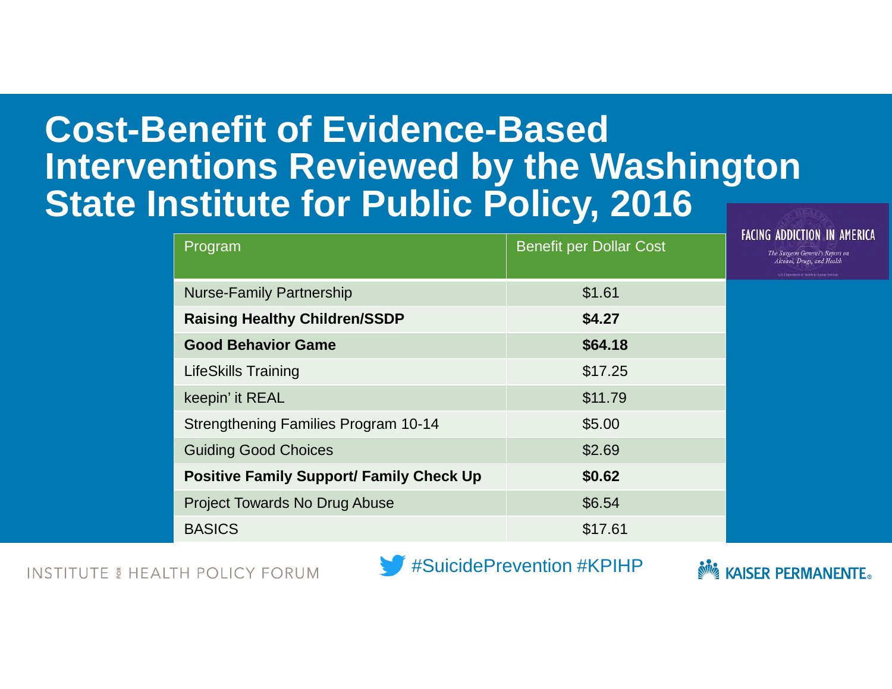# Cost-Benefit of Evidence-Based Interventions Reviewed by the Washington State Institute for Public Policy, 2016

| Program | Benefit per Dollar Cost |
|---|---|
| Nurse-Family Partnership | $1.61 |
| **Raising Healthy Children/SSDP** | **$4.27** |
| **Good Behavior Game** | **$64.18** |
| LifeSkills Training | $17.25 |
| keepin' it REAL | $11.79 |
| Strengthening Families Program 10-14 | $5.00 |
| Guiding Good Choices | $2.69 |
| **Positive Family Support/ Family Check Up** | **$0.62** |
| Project Towards No Drug Abuse | $6.54 |
| BASICS | $17.61 |

FACING ADDICTION IN AMERICA

*The Surgeon General's Report on Alcohol, Drugs, and Health*

INSTITUTE FOR HEALTH POLICY FORUM

#SuicidePrevention #KPIHP

KAISER PERMANENTE®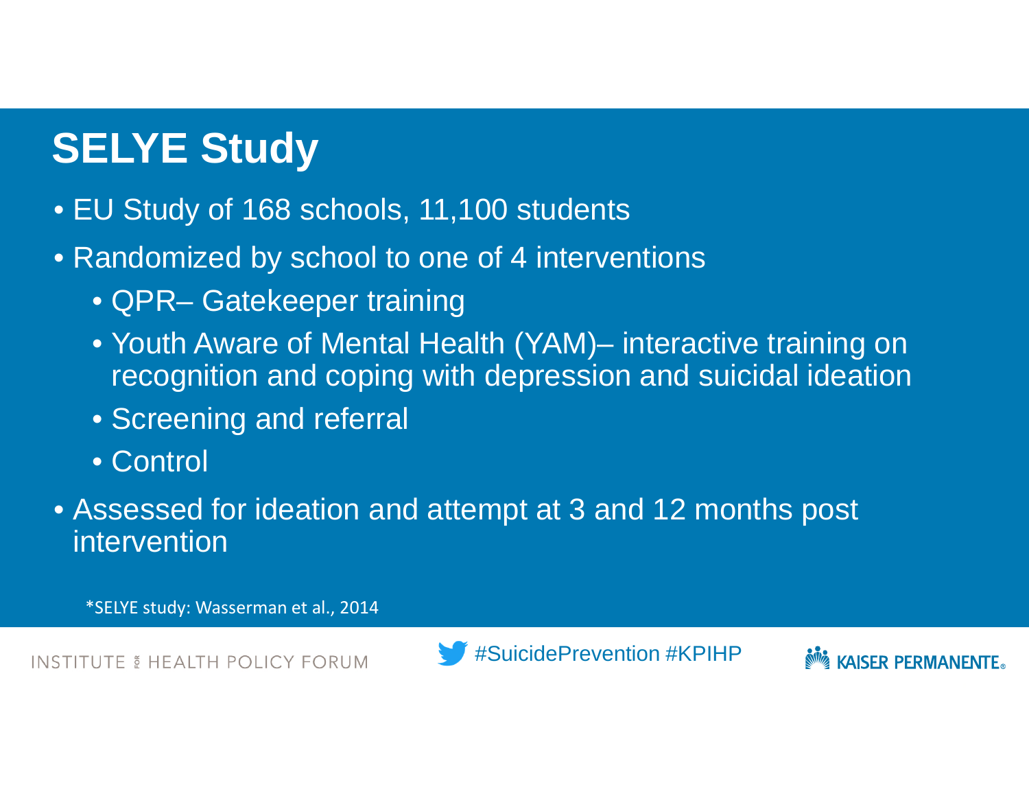# SELYE Study

- EU Study of 168 schools, 11,100 students
- Randomized by school to one of 4 interventions
  - QPR– Gatekeeper training
  - Youth Aware of Mental Health (YAM)– interactive training on recognition and coping with depression and suicidal ideation
  - Screening and referral
  - Control
- Assessed for ideation and attempt at 3 and 12 months post intervention

*SELYE study: Wasserman et al., 2014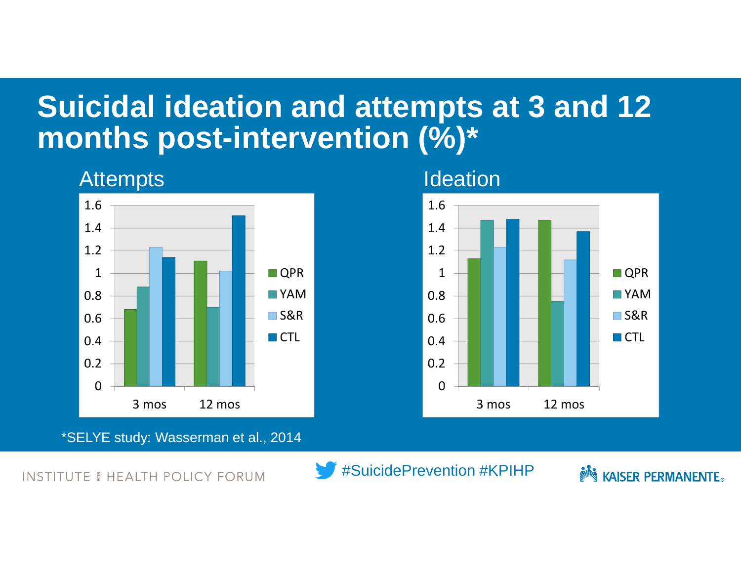# Suicidal ideation and attempts at 3 and 12 months post-intervention (%)*

Attempts

| | QPR | YAM | S&R | CTL |
|---|---|---|---|---|
| 3 mos | 0.68 | 0.88 | 1.23 | 1.14 |
| 12 mos | 1.11 | 0.70 | 1.02 | 1.51 |

Ideation

| | QPR | YAM | S&R | CTL |
|---|---|---|---|---|
| 3 mos | 1.13 | 1.47 | 1.23 | 1.48 |
| 12 mos | 1.47 | 0.75 | 1.12 | 1.37 |

*SELYE study: Wasserman et al., 2014

INSTITUTE FOR HEALTH POLICY FORUM

#SuicidePrevention #KPIHP

KAISER PERMANENTE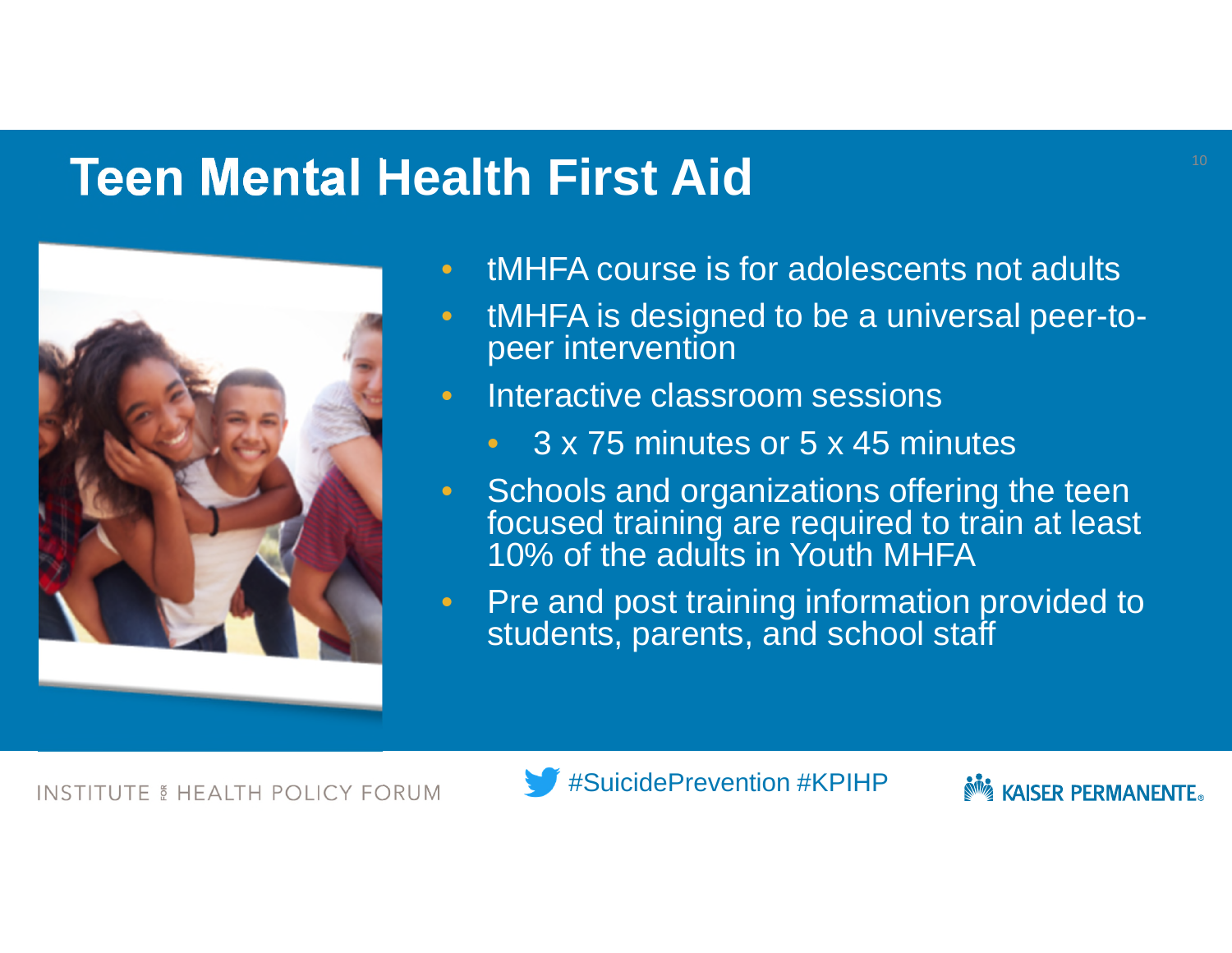# Teen Mental Health First Aid

- tMHFA course is for adolescents not adults
- tMHFA is designed to be a universal peer-to-peer intervention
- Interactive classroom sessions
  - 3 x 75 minutes or 5 x 45 minutes
- Schools and organizations offering the teen focused training are required to train at least 10% of the adults in Youth MHFA
- Pre and post training information provided to students, parents, and school staff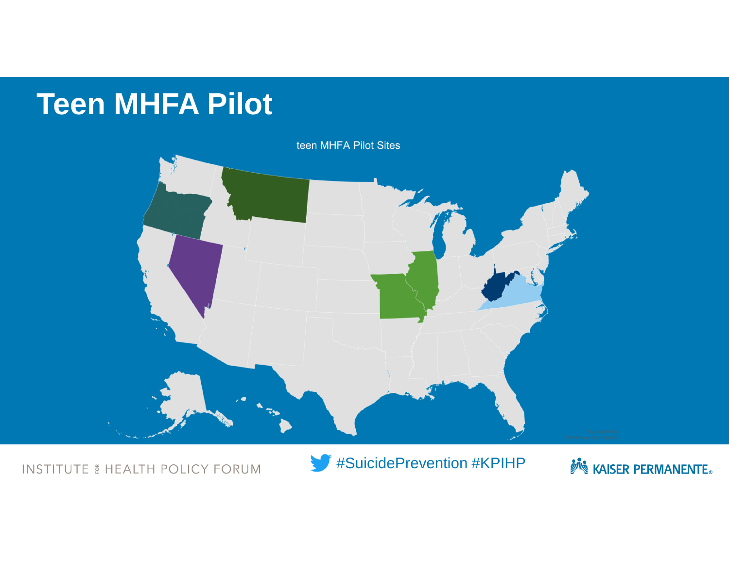# Teen MHFA Pilot

teen MHFA Pilot Sites

INSTITUTE FOR HEALTH POLICY FORUM

#SuicidePrevention #KPIHP

KAISER PERMANENTE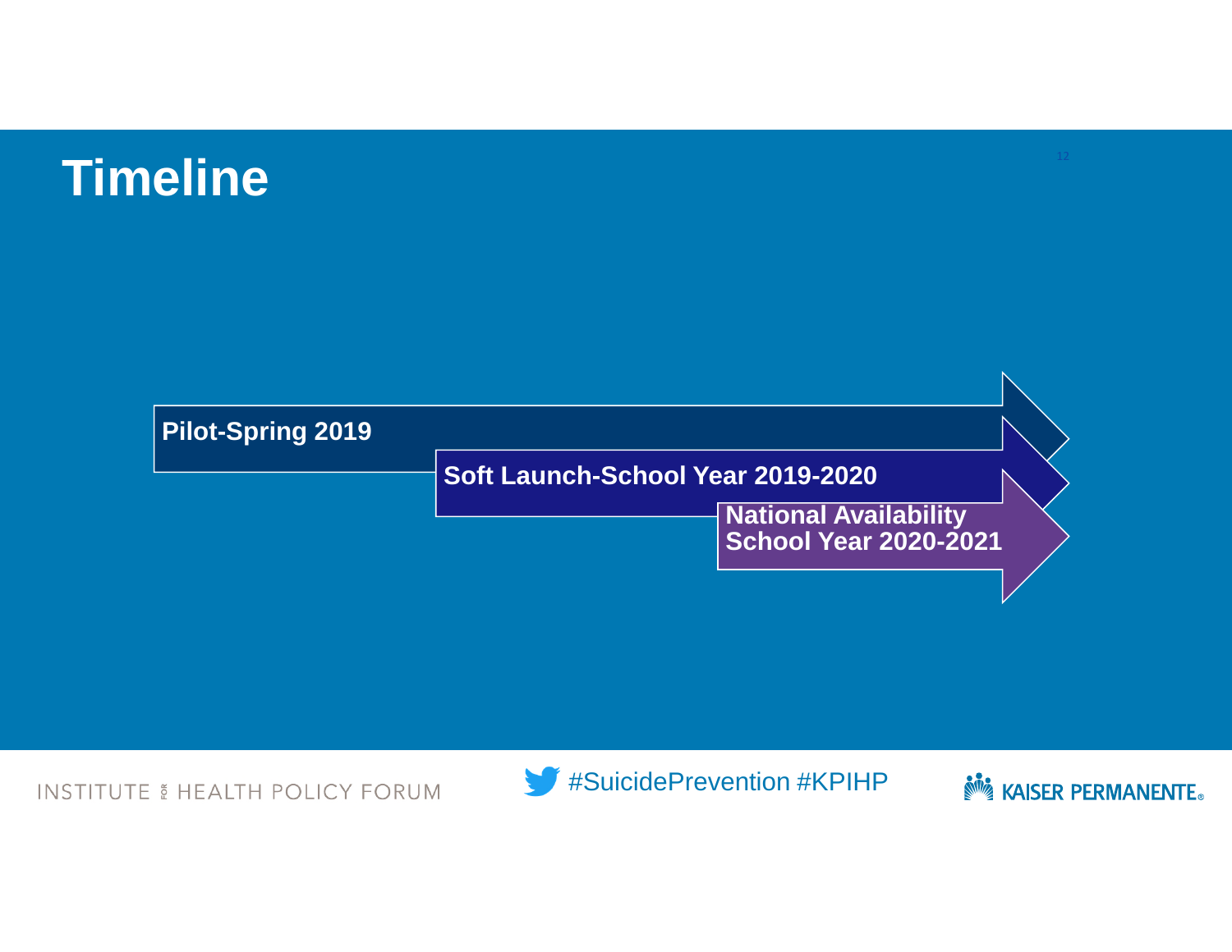# Timeline

- **Pilot-Spring 2019**
- **Soft Launch-School Year 2019-2020**
- **National Availability School Year 2020-2021**

INSTITUTE FOR HEALTH POLICY FORUM

#SuicidePrevention #KPIHP

KAISER PERMANENTE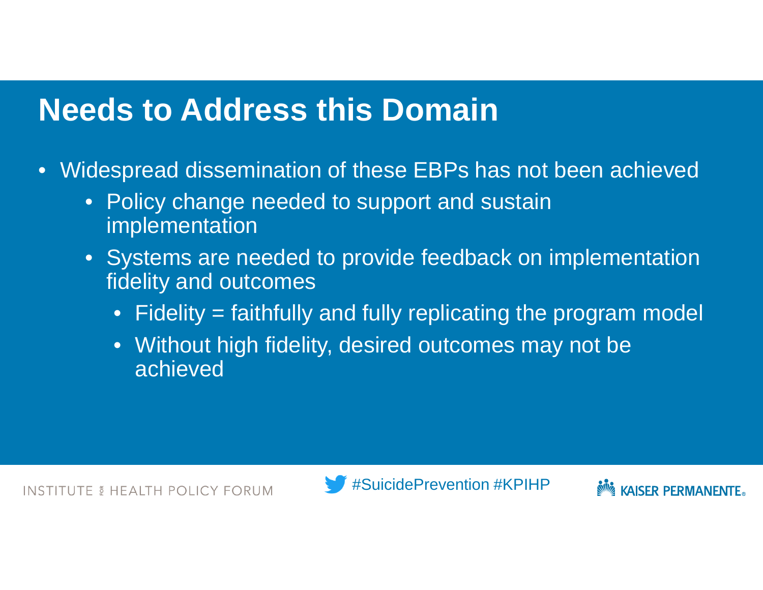# Needs to Address this Domain

- Widespread dissemination of these EBPs has not been achieved
  - Policy change needed to support and sustain implementation
  - Systems are needed to provide feedback on implementation fidelity and outcomes
    - Fidelity = faithfully and fully replicating the program model
    - Without high fidelity, desired outcomes may not be achieved